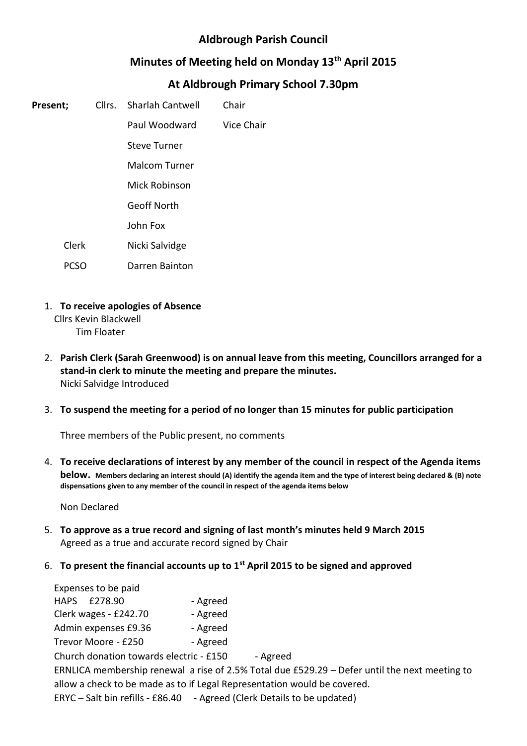# Aldbrough Parish Council

## Minutes of Meeting held on Monday 13th April 2015

## At Aldbrough Primary School 7.30pm

**Present;** Cllrs. Sharlah Cantwell Chair

Paul Woodward Vice Chair

Steve Turner

Malcom Turner

Mick Robinson

Geoff North

John Fox

Clerk Nicki Salvidge

PCSO Darren Bainton

1. **To receive apologies of Absence**
   Cllrs Kevin Blackwell
   Tim Floater

2. **Parish Clerk (Sarah Greenwood) is on annual leave from this meeting, Councillors arranged for a stand-in clerk to minute the meeting and prepare the minutes.**
   Nicki Salvidge Introduced

3. **To suspend the meeting for a period of no longer than 15 minutes for public participation**

   Three members of the Public present, no comments

4. **To receive declarations of interest by any member of the council in respect of the Agenda items below. Members declaring an interest should (A) identify the agenda item and the type of interest being declared & (B) note dispensations given to any member of the council in respect of the agenda items below**

   Non Declared

5. **To approve as a true record and signing of last month's minutes held 9 March 2015**
   Agreed as a true and accurate record signed by Chair

6. **To present the financial accounts up to 1st April 2015 to be signed and approved**

   Expenses to be paid
   HAPS £278.90 - Agreed
   Clerk wages - £242.70 - Agreed
   Admin expenses £9.36 - Agreed
   Trevor Moore - £250 - Agreed
   Church donation towards electric - £150 - Agreed
   ERNLICA membership renewal a rise of 2.5% Total due £529.29 – Defer until the next meeting to allow a check to be made as to if Legal Representation would be covered.
   ERYC – Salt bin refills - £86.40 - Agreed (Clerk Details to be updated)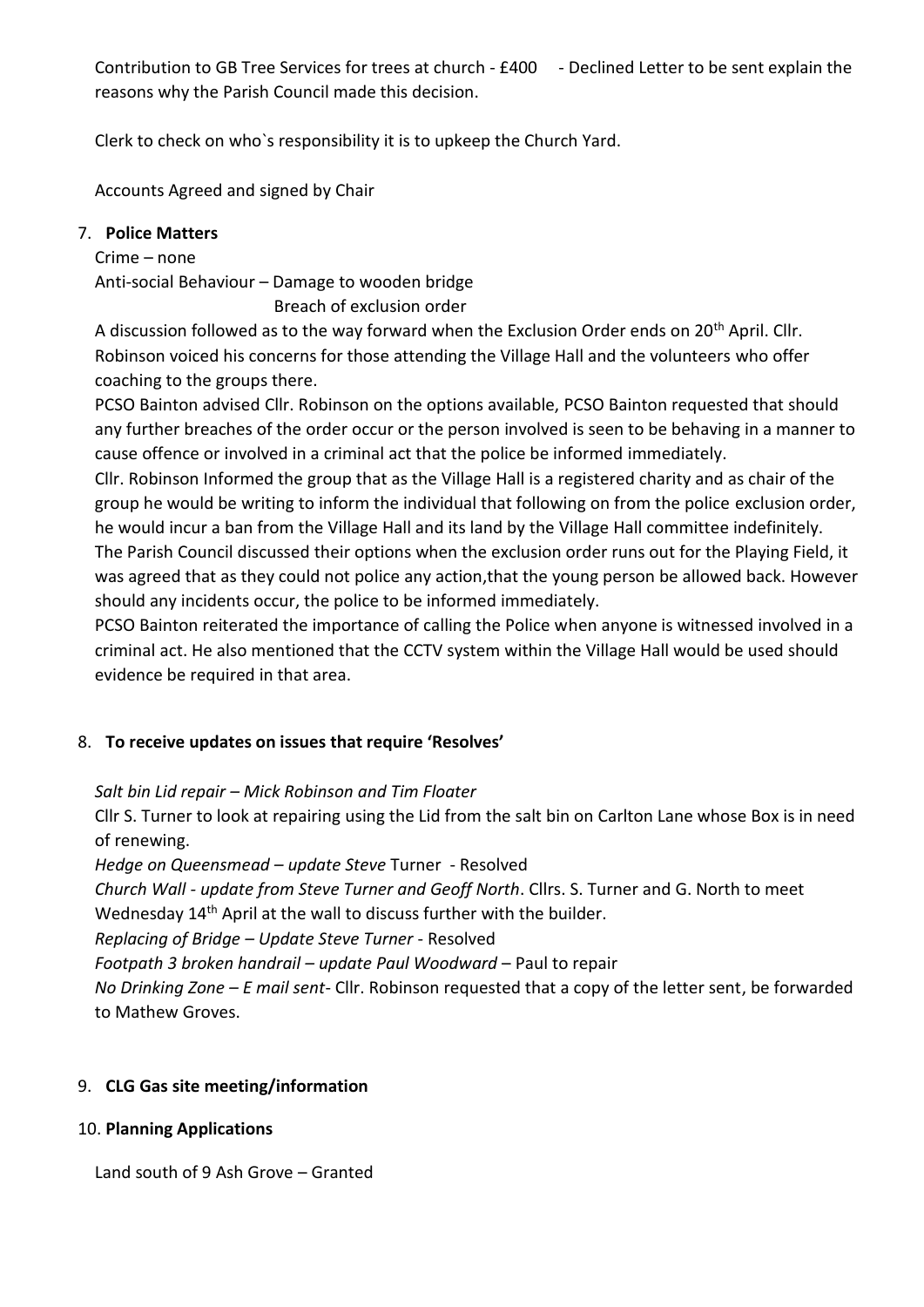Contribution to GB Tree Services for trees at church - £400 - Declined Letter to be sent explain the reasons why the Parish Council made this decision.

Clerk to check on who`s responsibility it is to upkeep the Church Yard.

Accounts Agreed and signed by Chair

7. **Police Matters**

Crime – none

Anti-social Behaviour – Damage to wooden bridge

Breach of exclusion order

A discussion followed as to the way forward when the Exclusion Order ends on 20th April. Cllr. Robinson voiced his concerns for those attending the Village Hall and the volunteers who offer coaching to the groups there.

PCSO Bainton advised Cllr. Robinson on the options available, PCSO Bainton requested that should any further breaches of the order occur or the person involved is seen to be behaving in a manner to cause offence or involved in a criminal act that the police be informed immediately.

Cllr. Robinson Informed the group that as the Village Hall is a registered charity and as chair of the group he would be writing to inform the individual that following on from the police exclusion order, he would incur a ban from the Village Hall and its land by the Village Hall committee indefinitely.

The Parish Council discussed their options when the exclusion order runs out for the Playing Field, it was agreed that as they could not police any action,that the young person be allowed back. However should any incidents occur, the police to be informed immediately.

PCSO Bainton reiterated the importance of calling the Police when anyone is witnessed involved in a criminal act. He also mentioned that the CCTV system within the Village Hall would be used should evidence be required in that area.

8. **To receive updates on issues that require 'Resolves'**

*Salt bin Lid repair – Mick Robinson and Tim Floater*

Cllr S. Turner to look at repairing using the Lid from the salt bin on Carlton Lane whose Box is in need of renewing.

*Hedge on Queensmead – update Steve* Turner - Resolved

*Church Wall - update from Steve Turner and Geoff North*. Cllrs. S. Turner and G. North to meet Wednesday 14th April at the wall to discuss further with the builder.

*Replacing of Bridge – Update Steve Turner* - Resolved

*Footpath 3 broken handrail – update Paul Woodward* – Paul to repair

*No Drinking Zone – E mail sent*- Cllr. Robinson requested that a copy of the letter sent, be forwarded to Mathew Groves.

9. **CLG Gas site meeting/information**

10. **Planning Applications**

Land south of 9 Ash Grove – Granted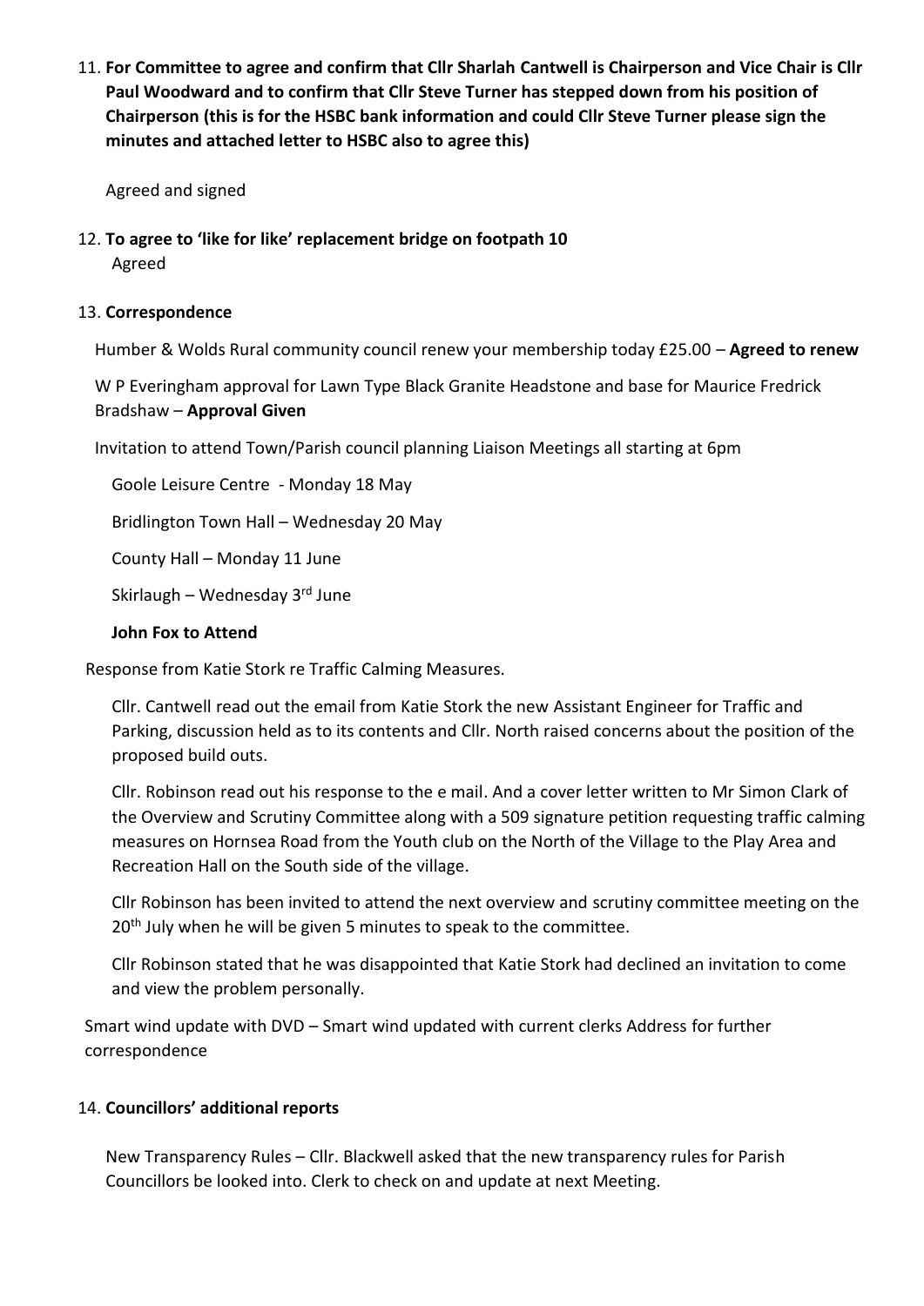11. **For Committee to agree and confirm that Cllr Sharlah Cantwell is Chairperson and Vice Chair is Cllr Paul Woodward and to confirm that Cllr Steve Turner has stepped down from his position of Chairperson (this is for the HSBC bank information and could Cllr Steve Turner please sign the minutes and attached letter to HSBC also to agree this)**

    Agreed and signed

12. **To agree to 'like for like' replacement bridge on footpath 10**

    Agreed

13. **Correspondence**

    Humber & Wolds Rural community council renew your membership today £25.00 – **Agreed to renew**

    W P Everingham approval for Lawn Type Black Granite Headstone and base for Maurice Fredrick Bradshaw – **Approval Given**

    Invitation to attend Town/Parish council planning Liaison Meetings all starting at 6pm

    Goole Leisure Centre - Monday 18 May

    Bridlington Town Hall – Wednesday 20 May

    County Hall – Monday 11 June

    Skirlaugh – Wednesday 3rd June

    **John Fox to Attend**

    Response from Katie Stork re Traffic Calming Measures.

    Cllr. Cantwell read out the email from Katie Stork the new Assistant Engineer for Traffic and Parking, discussion held as to its contents and Cllr. North raised concerns about the position of the proposed build outs.

    Cllr. Robinson read out his response to the e mail. And a cover letter written to Mr Simon Clark of the Overview and Scrutiny Committee along with a 509 signature petition requesting traffic calming measures on Hornsea Road from the Youth club on the North of the Village to the Play Area and Recreation Hall on the South side of the village.

    Cllr Robinson has been invited to attend the next overview and scrutiny committee meeting on the 20th July when he will be given 5 minutes to speak to the committee.

    Cllr Robinson stated that he was disappointed that Katie Stork had declined an invitation to come and view the problem personally.

    Smart wind update with DVD – Smart wind updated with current clerks Address for further correspondence

14. **Councillors' additional reports**

    New Transparency Rules – Cllr. Blackwell asked that the new transparency rules for Parish Councillors be looked into. Clerk to check on and update at next Meeting.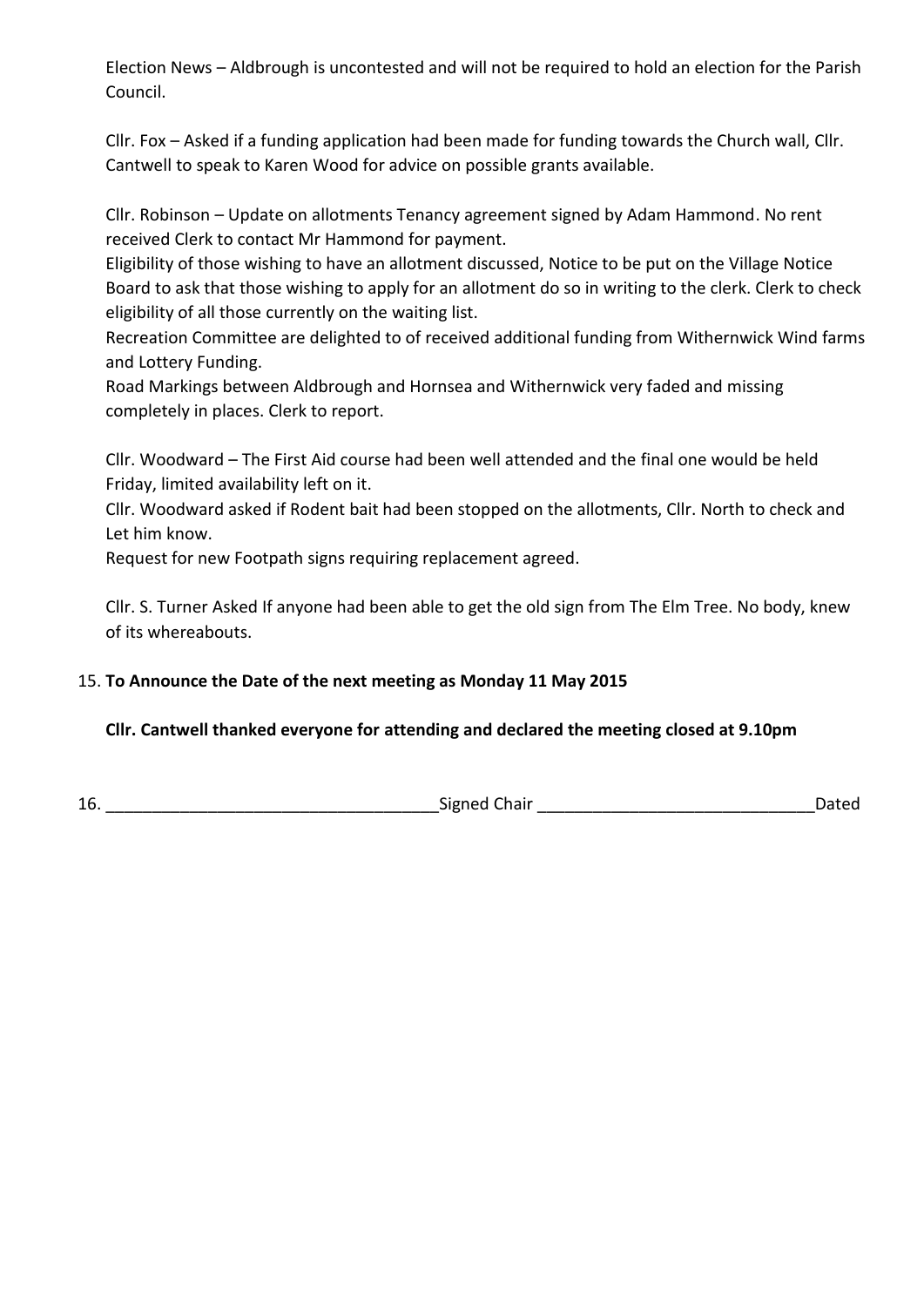Election News – Aldbrough is uncontested and will not be required to hold an election for the Parish Council.

Cllr. Fox – Asked if a funding application had been made for funding towards the Church wall, Cllr. Cantwell to speak to Karen Wood for advice on possible grants available.

Cllr. Robinson – Update on allotments Tenancy agreement signed by Adam Hammond. No rent received Clerk to contact Mr Hammond for payment.
Eligibility of those wishing to have an allotment discussed, Notice to be put on the Village Notice Board to ask that those wishing to apply for an allotment do so in writing to the clerk. Clerk to check eligibility of all those currently on the waiting list.
Recreation Committee are delighted to of received additional funding from Withernwick Wind farms and Lottery Funding.
Road Markings between Aldbrough and Hornsea and Withernwick very faded and missing completely in places. Clerk to report.

Cllr. Woodward – The First Aid course had been well attended and the final one would be held Friday, limited availability left on it.
Cllr. Woodward asked if Rodent bait had been stopped on the allotments, Cllr. North to check and Let him know.
Request for new Footpath signs requiring replacement agreed.

Cllr. S. Turner Asked If anyone had been able to get the old sign from The Elm Tree. No body, knew of its whereabouts.

15. **To Announce the Date of the next meeting as Monday 11 May 2015**

**Cllr. Cantwell thanked everyone for attending and declared the meeting closed at 9.10pm**

16. ___________________________________Signed Chair _____________________________Dated